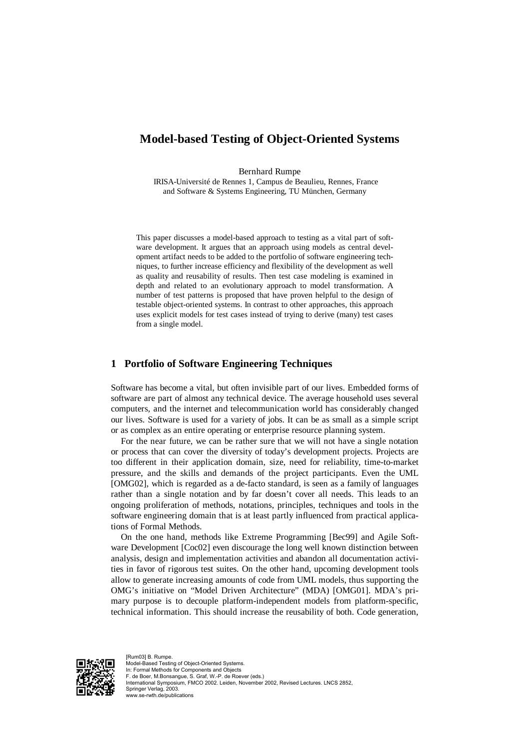# Model-based Testing of Object-Oriented Systems

Bernhard Rumpe

IRISA-Université de Rennes 1, Campus de Beaulieu, Rennes, France
and Software & Systems Engineering, TU München, Germany

This paper discusses a model-based approach to testing as a vital part of software development. It argues that an approach using models as central development artifact needs to be added to the portfolio of software engineering techniques, to further increase efficiency and flexibility of the development as well as quality and reusability of results. Then test case modeling is examined in depth and related to an evolutionary approach to model transformation. A number of test patterns is proposed that have proven helpful to the design of testable object-oriented systems. In contrast to other approaches, this approach uses explicit models for test cases instead of trying to derive (many) test cases from a single model.

## 1 Portfolio of Software Engineering Techniques

Software has become a vital, but often invisible part of our lives. Embedded forms of software are part of almost any technical device. The average household uses several computers, and the internet and telecommunication world has considerably changed our lives. Software is used for a variety of jobs. It can be as small as a simple script or as complex as an entire operating or enterprise resource planning system.

For the near future, we can be rather sure that we will not have a single notation or process that can cover the diversity of today's development projects. Projects are too different in their application domain, size, need for reliability, time-to-market pressure, and the skills and demands of the project participants. Even the UML [OMG02], which is regarded as a de-facto standard, is seen as a family of languages rather than a single notation and by far doesn't cover all needs. This leads to an ongoing proliferation of methods, notations, principles, techniques and tools in the software engineering domain that is at least partly influenced from practical applications of Formal Methods.

On the one hand, methods like Extreme Programming [Bec99] and Agile Software Development [Coc02] even discourage the long well known distinction between analysis, design and implementation activities and abandon all documentation activities in favor of rigorous test suites. On the other hand, upcoming development tools allow to generate increasing amounts of code from UML models, thus supporting the OMG's initiative on "Model Driven Architecture" (MDA) [OMG01]. MDA's primary purpose is to decouple platform-independent models from platform-specific, technical information. This should increase the reusability of both. Code generation,

[Rum03] B. Rumpe.
Model-Based Testing of Object-Oriented Systems.
In: Formal Methods for Components and Objects
F. de Boer, M.Bonsangue, S. Graf, W.-P. de Roever (eds.)
International Symposium, FMCO 2002. Leiden, November 2002, Revised Lectures. LNCS 2852,
Springer Verlag, 2003.
www.se-rwth.de/publications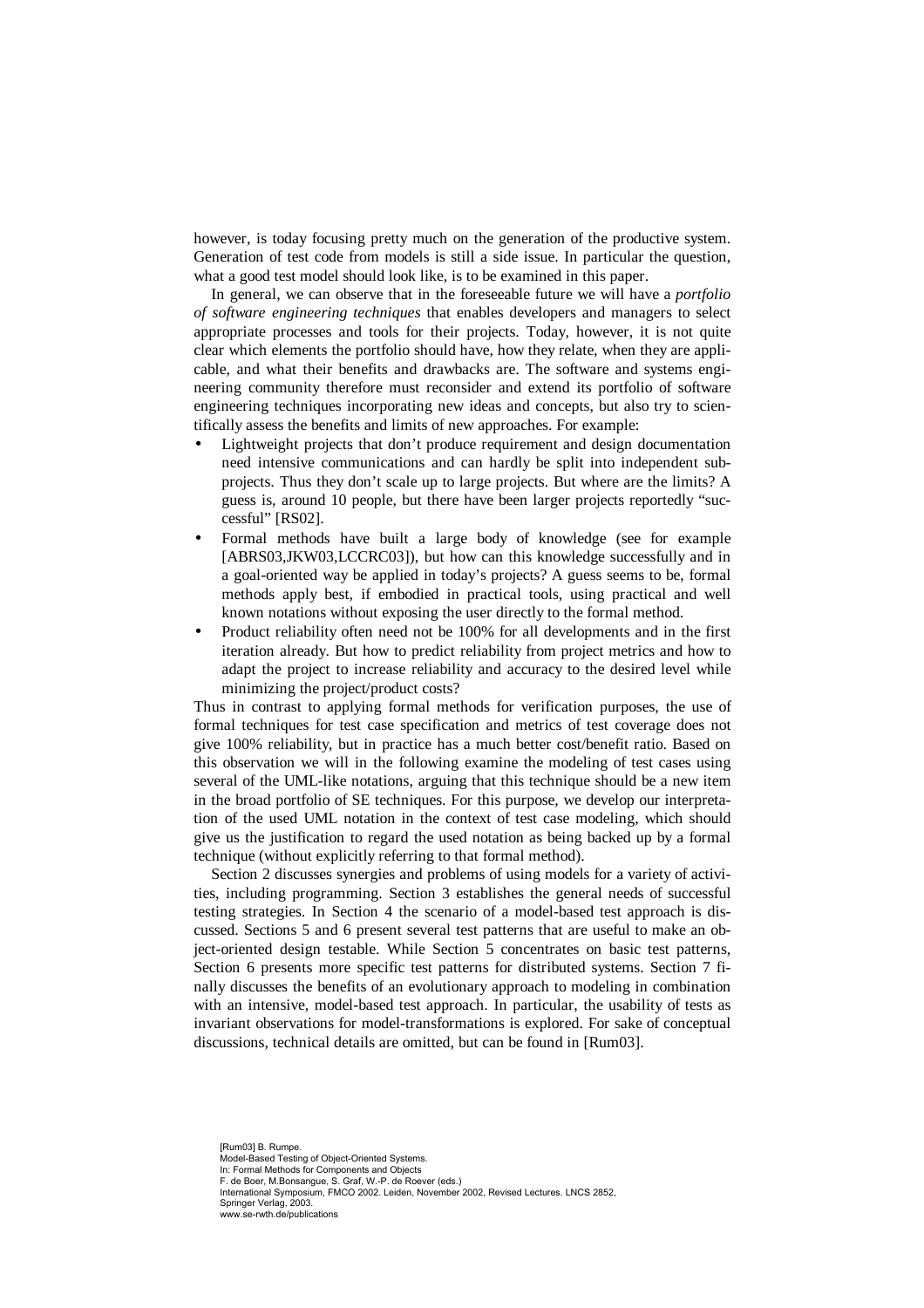however, is today focusing pretty much on the generation of the productive system. Generation of test code from models is still a side issue. In particular the question, what a good test model should look like, is to be examined in this paper.

In general, we can observe that in the foreseeable future we will have a *portfolio of software engineering techniques* that enables developers and managers to select appropriate processes and tools for their projects. Today, however, it is not quite clear which elements the portfolio should have, how they relate, when they are applicable, and what their benefits and drawbacks are. The software and systems engineering community therefore must reconsider and extend its portfolio of software engineering techniques incorporating new ideas and concepts, but also try to scientifically assess the benefits and limits of new approaches. For example:

- Lightweight projects that don't produce requirement and design documentation need intensive communications and can hardly be split into independent subprojects. Thus they don't scale up to large projects. But where are the limits? A guess is, around 10 people, but there have been larger projects reportedly "successful" [RS02].
- Formal methods have built a large body of knowledge (see for example [ABRS03,JKW03,LCCRC03]), but how can this knowledge successfully and in a goal-oriented way be applied in today's projects? A guess seems to be, formal methods apply best, if embodied in practical tools, using practical and well known notations without exposing the user directly to the formal method.
- Product reliability often need not be 100% for all developments and in the first iteration already. But how to predict reliability from project metrics and how to adapt the project to increase reliability and accuracy to the desired level while minimizing the project/product costs?

Thus in contrast to applying formal methods for verification purposes, the use of formal techniques for test case specification and metrics of test coverage does not give 100% reliability, but in practice has a much better cost/benefit ratio. Based on this observation we will in the following examine the modeling of test cases using several of the UML-like notations, arguing that this technique should be a new item in the broad portfolio of SE techniques. For this purpose, we develop our interpretation of the used UML notation in the context of test case modeling, which should give us the justification to regard the used notation as being backed up by a formal technique (without explicitly referring to that formal method).

Section 2 discusses synergies and problems of using models for a variety of activities, including programming. Section 3 establishes the general needs of successful testing strategies. In Section 4 the scenario of a model-based test approach is discussed. Sections 5 and 6 present several test patterns that are useful to make an object-oriented design testable. While Section 5 concentrates on basic test patterns, Section 6 presents more specific test patterns for distributed systems. Section 7 finally discusses the benefits of an evolutionary approach to modeling in combination with an intensive, model-based test approach. In particular, the usability of tests as invariant observations for model-transformations is explored. For sake of conceptual discussions, technical details are omitted, but can be found in [Rum03].

[Rum03] B. Rumpe.
Model-Based Testing of Object-Oriented Systems.
In: Formal Methods for Components and Objects
F. de Boer, M.Bonsangue, S. Graf, W.-P. de Roever (eds.)
International Symposium, FMCO 2002. Leiden, November 2002, Revised Lectures. LNCS 2852,
Springer Verlag, 2003.
www.se-rwth.de/publications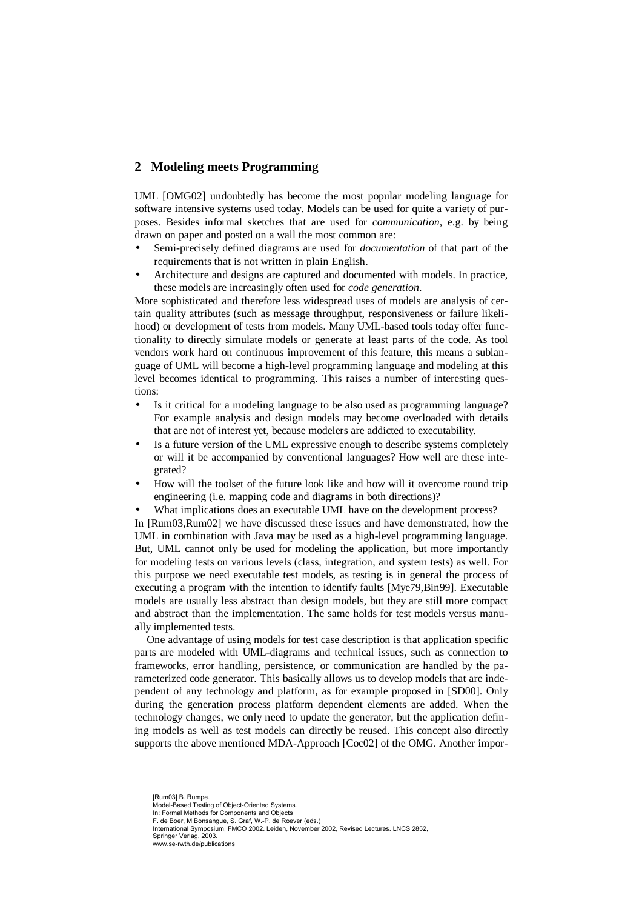## 2 Modeling meets Programming

UML [OMG02] undoubtedly has become the most popular modeling language for software intensive systems used today. Models can be used for quite a variety of purposes. Besides informal sketches that are used for *communication*, e.g. by being drawn on paper and posted on a wall the most common are:

- Semi-precisely defined diagrams are used for *documentation* of that part of the requirements that is not written in plain English.
- Architecture and designs are captured and documented with models. In practice, these models are increasingly often used for *code generation*.

More sophisticated and therefore less widespread uses of models are analysis of certain quality attributes (such as message throughput, responsiveness or failure likelihood) or development of tests from models. Many UML-based tools today offer functionality to directly simulate models or generate at least parts of the code. As tool vendors work hard on continuous improvement of this feature, this means a sublanguage of UML will become a high-level programming language and modeling at this level becomes identical to programming. This raises a number of interesting questions:

- Is it critical for a modeling language to be also used as programming language? For example analysis and design models may become overloaded with details that are not of interest yet, because modelers are addicted to executability.
- Is a future version of the UML expressive enough to describe systems completely or will it be accompanied by conventional languages? How well are these integrated?
- How will the toolset of the future look like and how will it overcome round trip engineering (i.e. mapping code and diagrams in both directions)?
- What implications does an executable UML have on the development process?

In [Rum03,Rum02] we have discussed these issues and have demonstrated, how the UML in combination with Java may be used as a high-level programming language. But, UML cannot only be used for modeling the application, but more importantly for modeling tests on various levels (class, integration, and system tests) as well. For this purpose we need executable test models, as testing is in general the process of executing a program with the intention to identify faults [Mye79,Bin99]. Executable models are usually less abstract than design models, but they are still more compact and abstract than the implementation. The same holds for test models versus manually implemented tests.

One advantage of using models for test case description is that application specific parts are modeled with UML-diagrams and technical issues, such as connection to frameworks, error handling, persistence, or communication are handled by the parameterized code generator. This basically allows us to develop models that are independent of any technology and platform, as for example proposed in [SD00]. Only during the generation process platform dependent elements are added. When the technology changes, we only need to update the generator, but the application defining models as well as test models can directly be reused. This concept also directly supports the above mentioned MDA-Approach [Coc02] of the OMG. Another impor-

[Rum03] B. Rumpe.
Model-Based Testing of Object-Oriented Systems.
In: Formal Methods for Components and Objects
F. de Boer, M.Bonsangue, S. Graf, W.-P. de Roever (eds.)
International Symposium, FMCO 2002. Leiden, November 2002, Revised Lectures. LNCS 2852,
Springer Verlag, 2003.
www.se-rwth.de/publications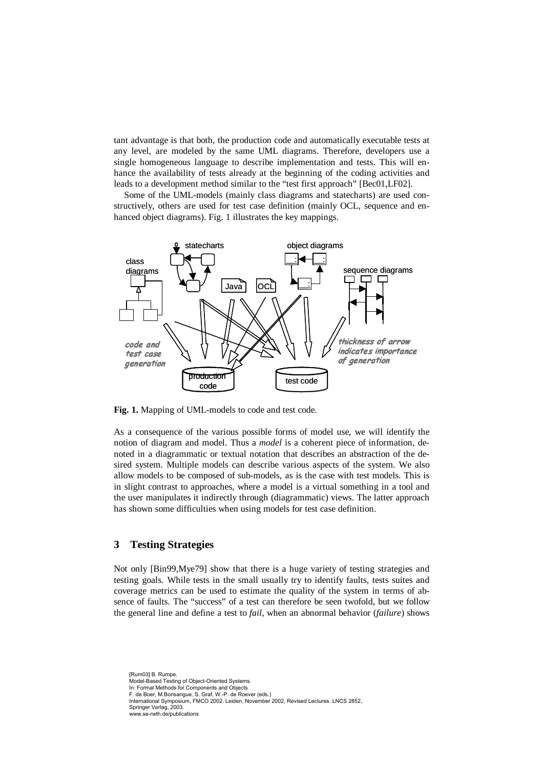tant advantage is that both, the production code and automatically executable tests at any level, are modeled by the same UML diagrams. Therefore, developers use a single homogeneous language to describe implementation and tests. This will enhance the availability of tests already at the beginning of the coding activities and leads to a development method similar to the "test first approach" [Bec01,LF02].

Some of the UML-models (mainly class diagrams and statecharts) are used constructively, others are used for test case definition (mainly OCL, sequence and enhanced object diagrams). Fig. 1 illustrates the key mappings.

**Fig. 1.** Mapping of UML-models to code and test code.

As a consequence of the various possible forms of model use, we will identify the notion of diagram and model. Thus a *model* is a coherent piece of information, denoted in a diagrammatic or textual notation that describes an abstraction of the desired system. Multiple models can describe various aspects of the system. We also allow models to be composed of sub-models, as is the case with test models. This is in slight contrast to approaches, where a model is a virtual something in a tool and the user manipulates it indirectly through (diagrammatic) views. The latter approach has shown some difficulties when using models for test case definition.

## 3 Testing Strategies

Not only [Bin99,Mye79] show that there is a huge variety of testing strategies and testing goals. While tests in the small usually try to identify faults, tests suites and coverage metrics can be used to estimate the quality of the system in terms of absence of faults. The "success" of a test can therefore be seen twofold, but we follow the general line and define a test to *fail*, when an abnormal behavior (*failure*) shows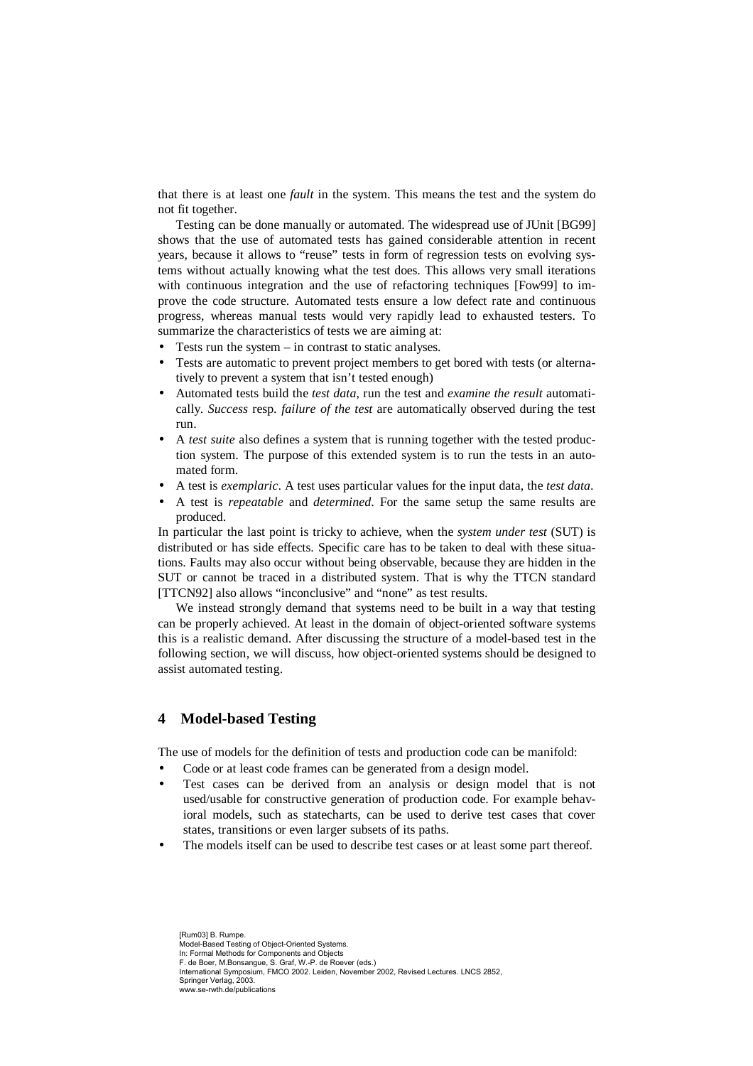that there is at least one *fault* in the system. This means the test and the system do not fit together.

Testing can be done manually or automated. The widespread use of JUnit [BG99] shows that the use of automated tests has gained considerable attention in recent years, because it allows to "reuse" tests in form of regression tests on evolving systems without actually knowing what the test does. This allows very small iterations with continuous integration and the use of refactoring techniques [Fow99] to improve the code structure. Automated tests ensure a low defect rate and continuous progress, whereas manual tests would very rapidly lead to exhausted testers. To summarize the characteristics of tests we are aiming at:

- Tests run the system – in contrast to static analyses.
- Tests are automatic to prevent project members to get bored with tests (or alternatively to prevent a system that isn't tested enough)
- Automated tests build the *test data*, run the test and *examine the result* automatically. *Success* resp. *failure of the test* are automatically observed during the test run.
- A *test suite* also defines a system that is running together with the tested production system. The purpose of this extended system is to run the tests in an automated form.
- A test is *exemplaric*. A test uses particular values for the input data, the *test data*.
- A test is *repeatable* and *determined*. For the same setup the same results are produced.

In particular the last point is tricky to achieve, when the *system under test* (SUT) is distributed or has side effects. Specific care has to be taken to deal with these situations. Faults may also occur without being observable, because they are hidden in the SUT or cannot be traced in a distributed system. That is why the TTCN standard [TTCN92] also allows "inconclusive" and "none" as test results.

We instead strongly demand that systems need to be built in a way that testing can be properly achieved. At least in the domain of object-oriented software systems this is a realistic demand. After discussing the structure of a model-based test in the following section, we will discuss, how object-oriented systems should be designed to assist automated testing.

## 4 Model-based Testing

The use of models for the definition of tests and production code can be manifold:

- Code or at least code frames can be generated from a design model.
- Test cases can be derived from an analysis or design model that is not used/usable for constructive generation of production code. For example behavioral models, such as statecharts, can be used to derive test cases that cover states, transitions or even larger subsets of its paths.
- The models itself can be used to describe test cases or at least some part thereof.

[Rum03] B. Rumpe.
Model-Based Testing of Object-Oriented Systems.
In: Formal Methods for Components and Objects
F. de Boer, M.Bonsangue, S. Graf, W.-P. de Roever (eds.)
International Symposium, FMCO 2002. Leiden, November 2002, Revised Lectures. LNCS 2852,
Springer Verlag, 2003.
www.se-rwth.de/publications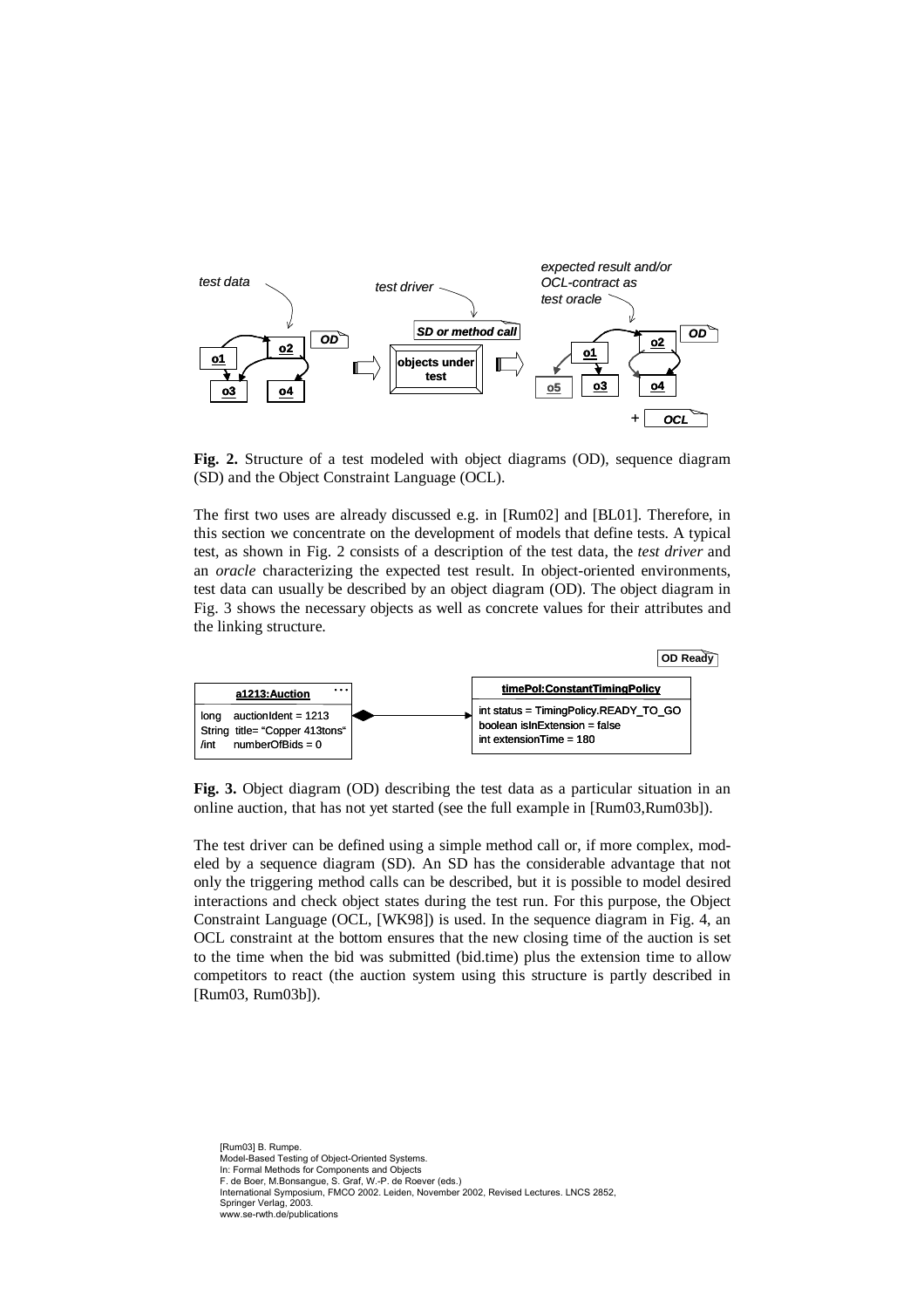**Fig. 2.** Structure of a test modeled with object diagrams (OD), sequence diagram (SD) and the Object Constraint Language (OCL).

The first two uses are already discussed e.g. in [Rum02] and [BL01]. Therefore, in this section we concentrate on the development of models that define tests. A typical test, as shown in Fig. 2 consists of a description of the test data, the *test driver* and an *oracle* characterizing the expected test result. In object-oriented environments, test data can usually be described by an object diagram (OD). The object diagram in Fig. 3 shows the necessary objects as well as concrete values for their attributes and the linking structure.

**Fig. 3.** Object diagram (OD) describing the test data as a particular situation in an online auction, that has not yet started (see the full example in [Rum03,Rum03b]).

The test driver can be defined using a simple method call or, if more complex, modeled by a sequence diagram (SD). An SD has the considerable advantage that not only the triggering method calls can be described, but it is possible to model desired interactions and check object states during the test run. For this purpose, the Object Constraint Language (OCL, [WK98]) is used. In the sequence diagram in Fig. 4, an OCL constraint at the bottom ensures that the new closing time of the auction is set to the time when the bid was submitted (bid.time) plus the extension time to allow competitors to react (the auction system using this structure is partly described in [Rum03, Rum03b]).

[Rum03] B. Rumpe.
Model-Based Testing of Object-Oriented Systems.
In: Formal Methods for Components and Objects
F. de Boer, M.Bonsangue, S. Graf, W.-P. de Roever (eds.)
International Symposium, FMCO 2002. Leiden, November 2002, Revised Lectures. LNCS 2852,
Springer Verlag, 2003.
www.se-rwth.de/publications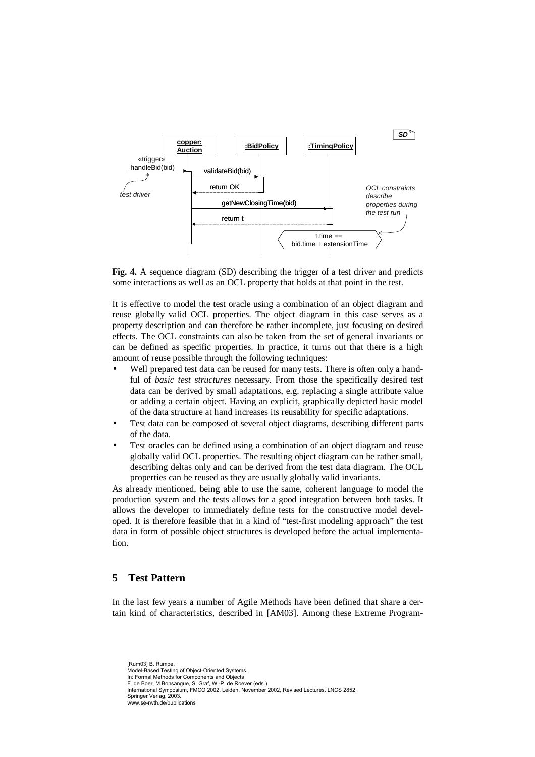SD

copper: Auction

:BidPolicy

:TimingPolicy

«trigger»
handleBid(bid)

test driver

validateBid(bid)

return OK

getNewClosingTime(bid)

return t

OCL constraints describe properties during the test run

t.time == bid.time + extensionTime

**Fig. 4.** A sequence diagram (SD) describing the trigger of a test driver and predicts some interactions as well as an OCL property that holds at that point in the test.

It is effective to model the test oracle using a combination of an object diagram and reuse globally valid OCL properties. The object diagram in this case serves as a property description and can therefore be rather incomplete, just focusing on desired effects. The OCL constraints can also be taken from the set of general invariants or can be defined as specific properties. In practice, it turns out that there is a high amount of reuse possible through the following techniques:

- Well prepared test data can be reused for many tests. There is often only a handful of *basic test structures* necessary. From those the specifically desired test data can be derived by small adaptations, e.g. replacing a single attribute value or adding a certain object. Having an explicit, graphically depicted basic model of the data structure at hand increases its reusability for specific adaptations.
- Test data can be composed of several object diagrams, describing different parts of the data.
- Test oracles can be defined using a combination of an object diagram and reuse globally valid OCL properties. The resulting object diagram can be rather small, describing deltas only and can be derived from the test data diagram. The OCL properties can be reused as they are usually globally valid invariants.

As already mentioned, being able to use the same, coherent language to model the production system and the tests allows for a good integration between both tasks. It allows the developer to immediately define tests for the constructive model developed. It is therefore feasible that in a kind of "test-first modeling approach" the test data in form of possible object structures is developed before the actual implementation.

## 5 Test Pattern

In the last few years a number of Agile Methods have been defined that share a certain kind of characteristics, described in [AM03]. Among these Extreme Program-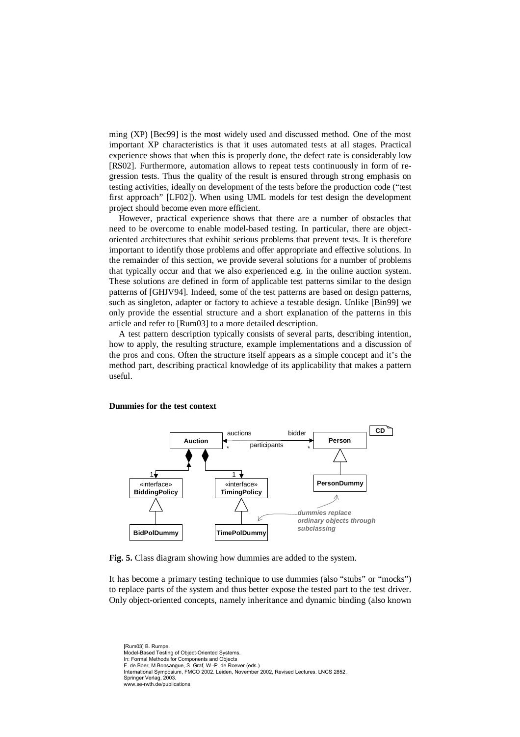ming (XP) [Bec99] is the most widely used and discussed method. One of the most important XP characteristics is that it uses automated tests at all stages. Practical experience shows that when this is properly done, the defect rate is considerably low [RS02]. Furthermore, automation allows to repeat tests continuously in form of regression tests. Thus the quality of the result is ensured through strong emphasis on testing activities, ideally on development of the tests before the production code ("test first approach" [LF02]). When using UML models for test design the development project should become even more efficient.

However, practical experience shows that there are a number of obstacles that need to be overcome to enable model-based testing. In particular, there are object-oriented architectures that exhibit serious problems that prevent tests. It is therefore important to identify those problems and offer appropriate and effective solutions. In the remainder of this section, we provide several solutions for a number of problems that typically occur and that we also experienced e.g. in the online auction system. These solutions are defined in form of applicable test patterns similar to the design patterns of [GHJV94]. Indeed, some of the test patterns are based on design patterns, such as singleton, adapter or factory to achieve a testable design. Unlike [Bin99] we only provide the essential structure and a short explanation of the patterns in this article and refer to [Rum03] to a more detailed description.

A test pattern description typically consists of several parts, describing intention, how to apply, the resulting structure, example implementations and a discussion of the pros and cons. Often the structure itself appears as a simple concept and it's the method part, describing practical knowledge of its applicability that makes a pattern useful.

**Dummies for the test context**

**Fig. 5.** Class diagram showing how dummies are added to the system.

It has become a primary testing technique to use dummies (also "stubs" or "mocks") to replace parts of the system and thus better expose the tested part to the test driver. Only object-oriented concepts, namely inheritance and dynamic binding (also known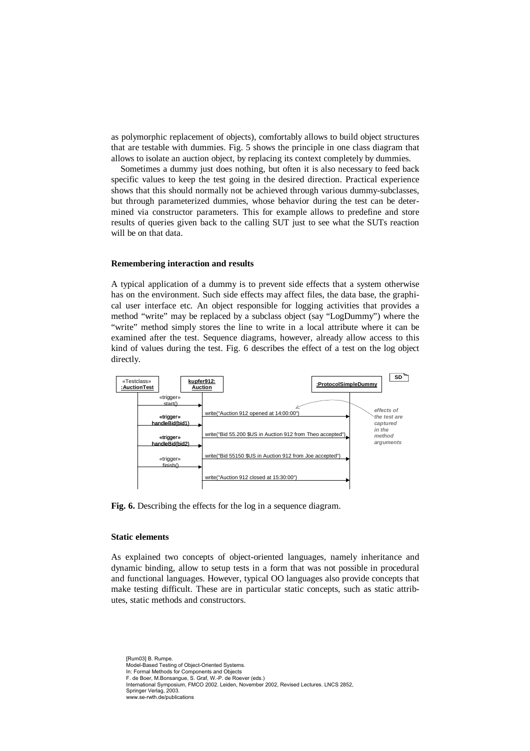as polymorphic replacement of objects), comfortably allows to build object structures that are testable with dummies. Fig. 5 shows the principle in one class diagram that allows to isolate an auction object, by replacing its context completely by dummies.

Sometimes a dummy just does nothing, but often it is also necessary to feed back specific values to keep the test going in the desired direction. Practical experience shows that this should normally not be achieved through various dummy-subclasses, but through parameterized dummies, whose behavior during the test can be determined via constructor parameters. This for example allows to predefine and store results of queries given back to the calling SUT just to see what the SUTs reaction will be on that data.

#### Remembering interaction and results

A typical application of a dummy is to prevent side effects that a system otherwise has on the environment. Such side effects may affect files, the data base, the graphical user interface etc. An object responsible for logging activities that provides a method "write" may be replaced by a subclass object (say "LogDummy") where the "write" method simply stores the line to write in a local attribute where it can be examined after the test. Sequence diagrams, however, already allow access to this kind of values during the test. Fig. 6 describes the effect of a test on the log object directly.

SD

«Testclass» :AuctionTest

kupfer912: Auction

:ProtocolSimpleDummy

«trigger» start()

write("Auction 912 opened at 14:00:00")

«trigger» handleBid(bid1)

write("Bid 55.200 $US in Auction 912 from Theo accepted")

«trigger» handleBid(bid2)

write("Bid 55150 $US in Auction 912 from Joe accepted")

«trigger» finish()

write("Auction 912 closed at 15:30:00")

*effects of the test are captured in the method arguments*

**Fig. 6.** Describing the effects for the log in a sequence diagram.

#### Static elements

As explained two concepts of object-oriented languages, namely inheritance and dynamic binding, allow to setup tests in a form that was not possible in procedural and functional languages. However, typical OO languages also provide concepts that make testing difficult. These are in particular static concepts, such as static attributes, static methods and constructors.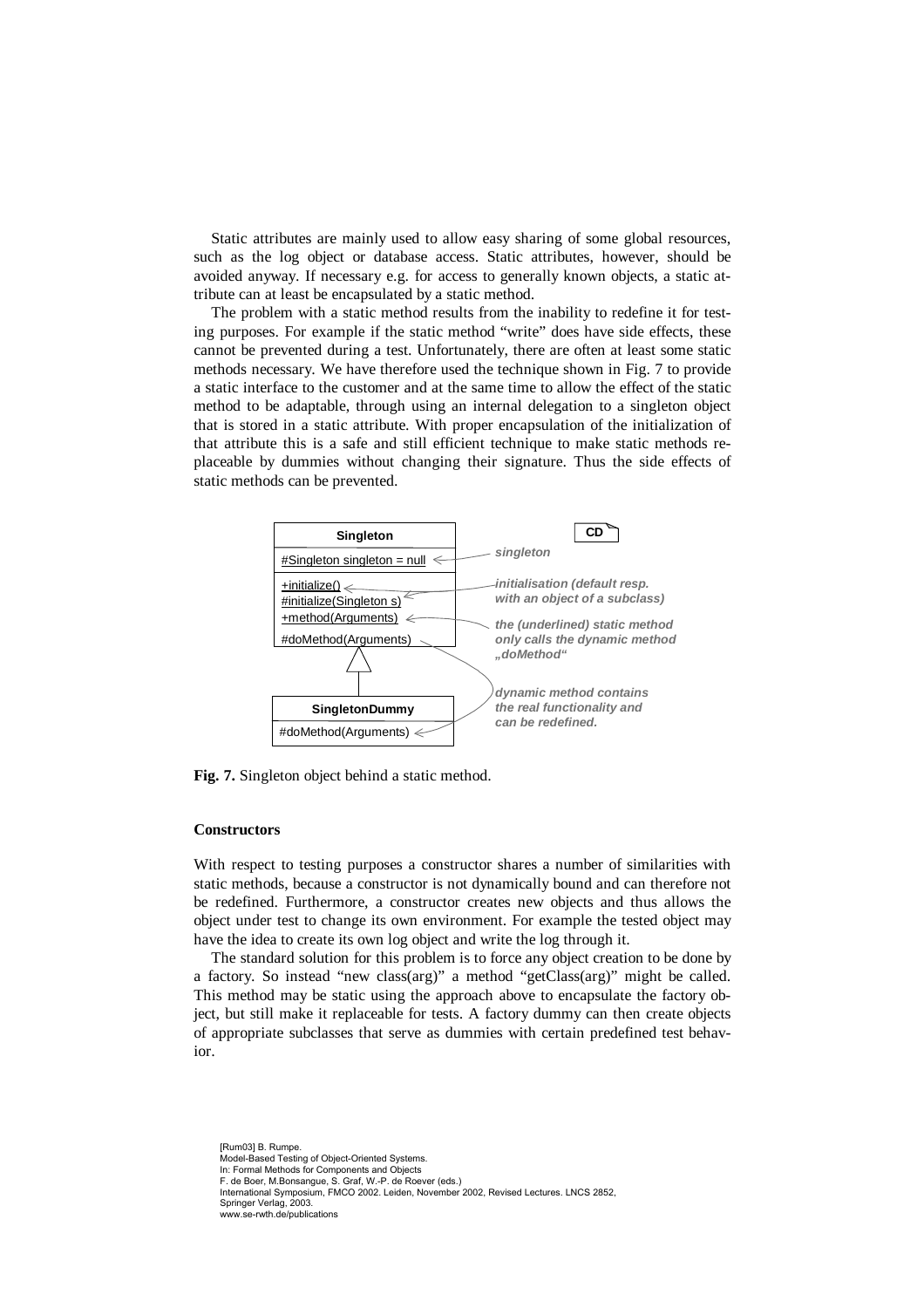Static attributes are mainly used to allow easy sharing of some global resources, such as the log object or database access. Static attributes, however, should be avoided anyway. If necessary e.g. for access to generally known objects, a static attribute can at least be encapsulated by a static method.

The problem with a static method results from the inability to redefine it for testing purposes. For example if the static method "write" does have side effects, these cannot be prevented during a test. Unfortunately, there are often at least some static methods necessary. We have therefore used the technique shown in Fig. 7 to provide a static interface to the customer and at the same time to allow the effect of the static method to be adaptable, through using an internal delegation to a singleton object that is stored in a static attribute. With proper encapsulation of the initialization of that attribute this is a safe and still efficient technique to make static methods replaceable by dummies without changing their signature. Thus the side effects of static methods can be prevented.

CD

Singleton

#Singleton singleton = null

+initialize()
#initialize(Singleton s)
+method(Arguments)
#doMethod(Arguments)

SingletonDummy

#doMethod(Arguments)

singleton

initialisation (default resp. with an object of a subclass)

the (underlined) static method only calls the dynamic method „doMethod“

dynamic method contains the real functionality and can be redefined.

**Fig. 7.** Singleton object behind a static method.

#### Constructors

With respect to testing purposes a constructor shares a number of similarities with static methods, because a constructor is not dynamically bound and can therefore not be redefined. Furthermore, a constructor creates new objects and thus allows the object under test to change its own environment. For example the tested object may have the idea to create its own log object and write the log through it.

The standard solution for this problem is to force any object creation to be done by a factory. So instead "new class(arg)" a method "getClass(arg)" might be called. This method may be static using the approach above to encapsulate the factory object, but still make it replaceable for tests. A factory dummy can then create objects of appropriate subclasses that serve as dummies with certain predefined test behavior.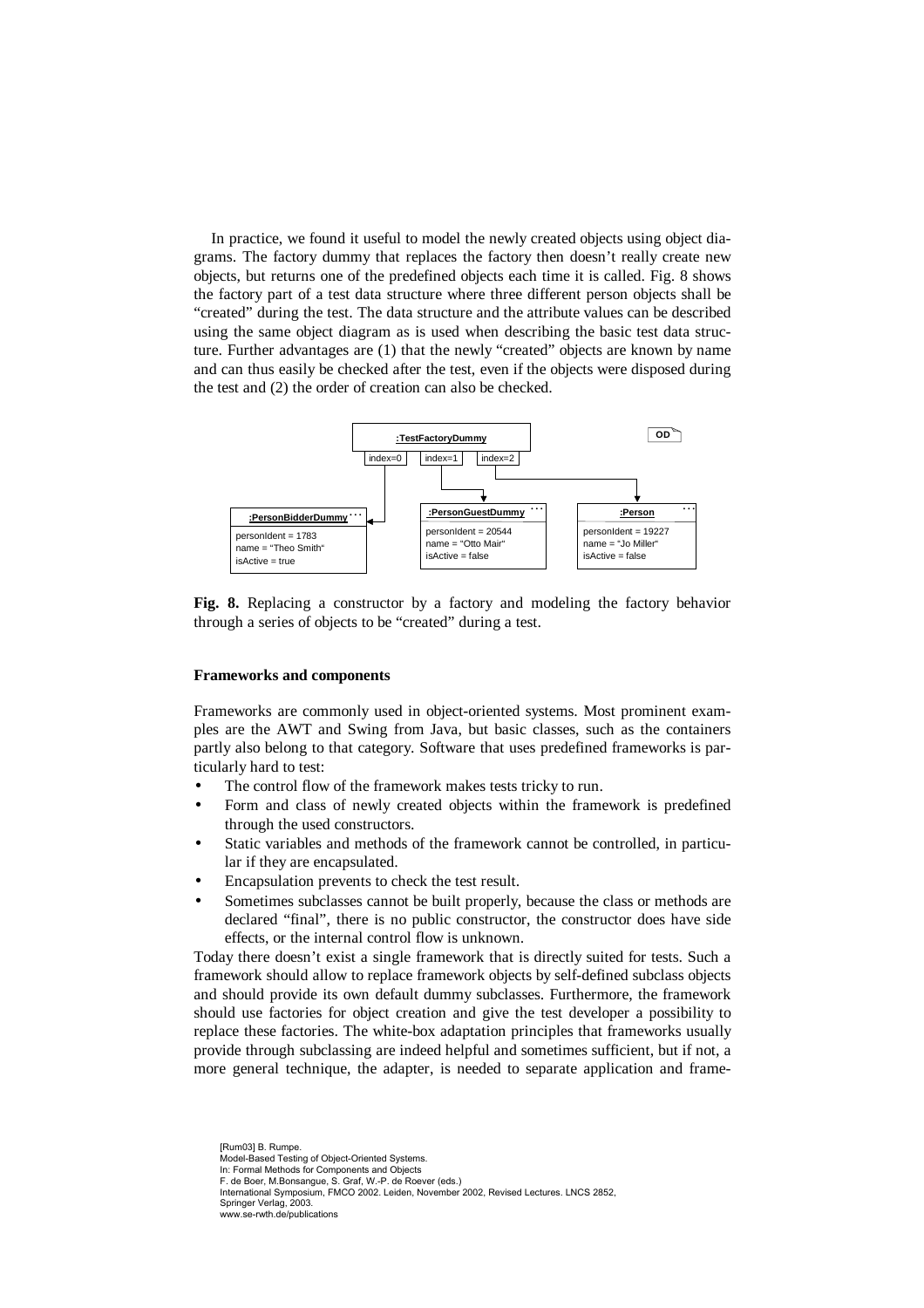In practice, we found it useful to model the newly created objects using object diagrams. The factory dummy that replaces the factory then doesn't really create new objects, but returns one of the predefined objects each time it is called. Fig. 8 shows the factory part of a test data structure where three different person objects shall be "created" during the test. The data structure and the attribute values can be described using the same object diagram as is used when describing the basic test data structure. Further advantages are (1) that the newly "created" objects are known by name and can thus easily be checked after the test, even if the objects were disposed during the test and (2) the order of creation can also be checked.

OD

:TestFactoryDummy

index=0 index=1 index=2

:PersonBidderDummy
personIdent = 1783
name = "Theo Smith"
isActive = true

:PersonGuestDummy
personIdent = 20544
name = "Otto Mair"
isActive = false

:Person
personIdent = 19227
name = "Jo Miller"
isActive = false

**Fig. 8.** Replacing a constructor by a factory and modeling the factory behavior through a series of objects to be "created" during a test.

**Frameworks and components**

Frameworks are commonly used in object-oriented systems. Most prominent examples are the AWT and Swing from Java, but basic classes, such as the containers partly also belong to that category. Software that uses predefined frameworks is particularly hard to test:

- The control flow of the framework makes tests tricky to run.
- Form and class of newly created objects within the framework is predefined through the used constructors.
- Static variables and methods of the framework cannot be controlled, in particular if they are encapsulated.
- Encapsulation prevents to check the test result.
- Sometimes subclasses cannot be built properly, because the class or methods are declared "final", there is no public constructor, the constructor does have side effects, or the internal control flow is unknown.

Today there doesn't exist a single framework that is directly suited for tests. Such a framework should allow to replace framework objects by self-defined subclass objects and should provide its own default dummy subclasses. Furthermore, the framework should use factories for object creation and give the test developer a possibility to replace these factories. The white-box adaptation principles that frameworks usually provide through subclassing are indeed helpful and sometimes sufficient, but if not, a more general technique, the adapter, is needed to separate application and frame-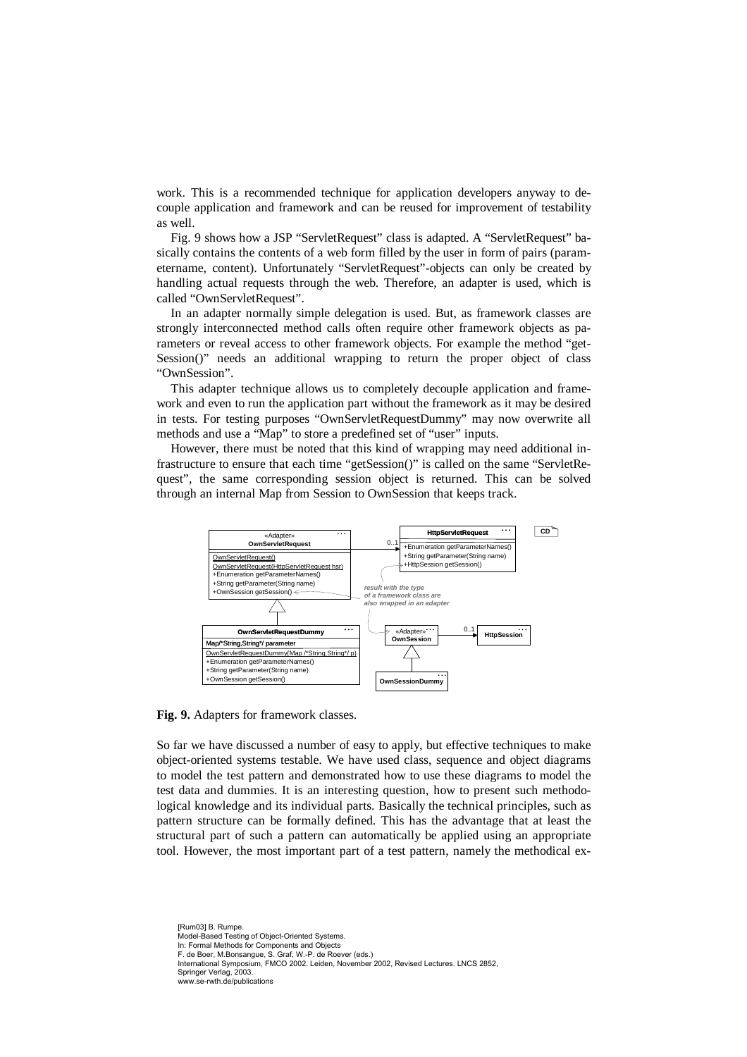work. This is a recommended technique for application developers anyway to decouple application and framework and can be reused for improvement of testability as well.

Fig. 9 shows how a JSP “ServletRequest” class is adapted. A “ServletRequest” basically contains the contents of a web form filled by the user in form of pairs (parametername, content). Unfortunately “ServletRequest”-objects can only be created by handling actual requests through the web. Therefore, an adapter is used, which is called “OwnServletRequest”.

In an adapter normally simple delegation is used. But, as framework classes are strongly interconnected method calls often require other framework objects as parameters or reveal access to other framework objects. For example the method “getSession()” needs an additional wrapping to return the proper object of class “OwnSession”.

This adapter technique allows us to completely decouple application and framework and even to run the application part without the framework as it may be desired in tests. For testing purposes “OwnServletRequestDummy” may now overwrite all methods and use a “Map” to store a predefined set of “user” inputs.

However, there must be noted that this kind of wrapping may need additional infrastructure to ensure that each time “getSession()” is called on the same “ServletRequest”, the same corresponding session object is returned. This can be solved through an internal Map from Session to OwnSession that keeps track.

**Fig. 9.** Adapters for framework classes.

So far we have discussed a number of easy to apply, but effective techniques to make object-oriented systems testable. We have used class, sequence and object diagrams to model the test pattern and demonstrated how to use these diagrams to model the test data and dummies. It is an interesting question, how to present such methodological knowledge and its individual parts. Basically the technical principles, such as pattern structure can be formally defined. This has the advantage that at least the structural part of such a pattern can automatically be applied using an appropriate tool. However, the most important part of a test pattern, namely the methodical ex-

[Rum03] B. Rumpe.
Model-Based Testing of Object-Oriented Systems.
In: Formal Methods for Components and Objects
F. de Boer, M.Bonsangue, S. Graf, W.-P. de Roever (eds.)
International Symposium, FMCO 2002. Leiden, November 2002, Revised Lectures. LNCS 2852,
Springer Verlag, 2003.
www.se-rwth.de/publications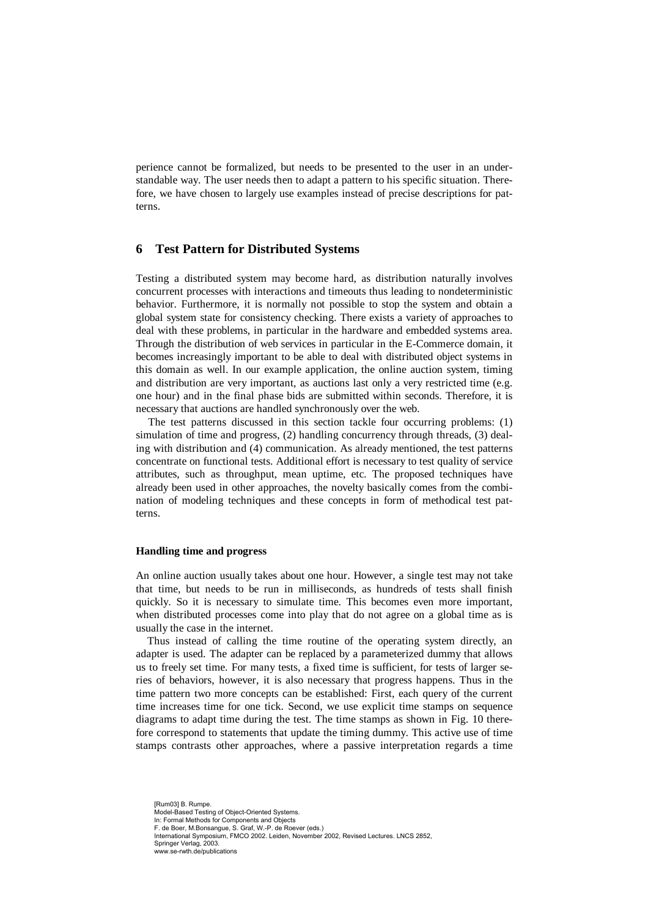perience cannot be formalized, but needs to be presented to the user in an understandable way. The user needs then to adapt a pattern to his specific situation. Therefore, we have chosen to largely use examples instead of precise descriptions for patterns.

## 6 Test Pattern for Distributed Systems

Testing a distributed system may become hard, as distribution naturally involves concurrent processes with interactions and timeouts thus leading to nondeterministic behavior. Furthermore, it is normally not possible to stop the system and obtain a global system state for consistency checking. There exists a variety of approaches to deal with these problems, in particular in the hardware and embedded systems area. Through the distribution of web services in particular in the E-Commerce domain, it becomes increasingly important to be able to deal with distributed object systems in this domain as well. In our example application, the online auction system, timing and distribution are very important, as auctions last only a very restricted time (e.g. one hour) and in the final phase bids are submitted within seconds. Therefore, it is necessary that auctions are handled synchronously over the web.

The test patterns discussed in this section tackle four occurring problems: (1) simulation of time and progress, (2) handling concurrency through threads, (3) dealing with distribution and (4) communication. As already mentioned, the test patterns concentrate on functional tests. Additional effort is necessary to test quality of service attributes, such as throughput, mean uptime, etc. The proposed techniques have already been used in other approaches, the novelty basically comes from the combination of modeling techniques and these concepts in form of methodical test patterns.

#### Handling time and progress

An online auction usually takes about one hour. However, a single test may not take that time, but needs to be run in milliseconds, as hundreds of tests shall finish quickly. So it is necessary to simulate time. This becomes even more important, when distributed processes come into play that do not agree on a global time as is usually the case in the internet.

Thus instead of calling the time routine of the operating system directly, an adapter is used. The adapter can be replaced by a parameterized dummy that allows us to freely set time. For many tests, a fixed time is sufficient, for tests of larger series of behaviors, however, it is also necessary that progress happens. Thus in the time pattern two more concepts can be established: First, each query of the current time increases time for one tick. Second, we use explicit time stamps on sequence diagrams to adapt time during the test. The time stamps as shown in Fig. 10 therefore correspond to statements that update the timing dummy. This active use of time stamps contrasts other approaches, where a passive interpretation regards a time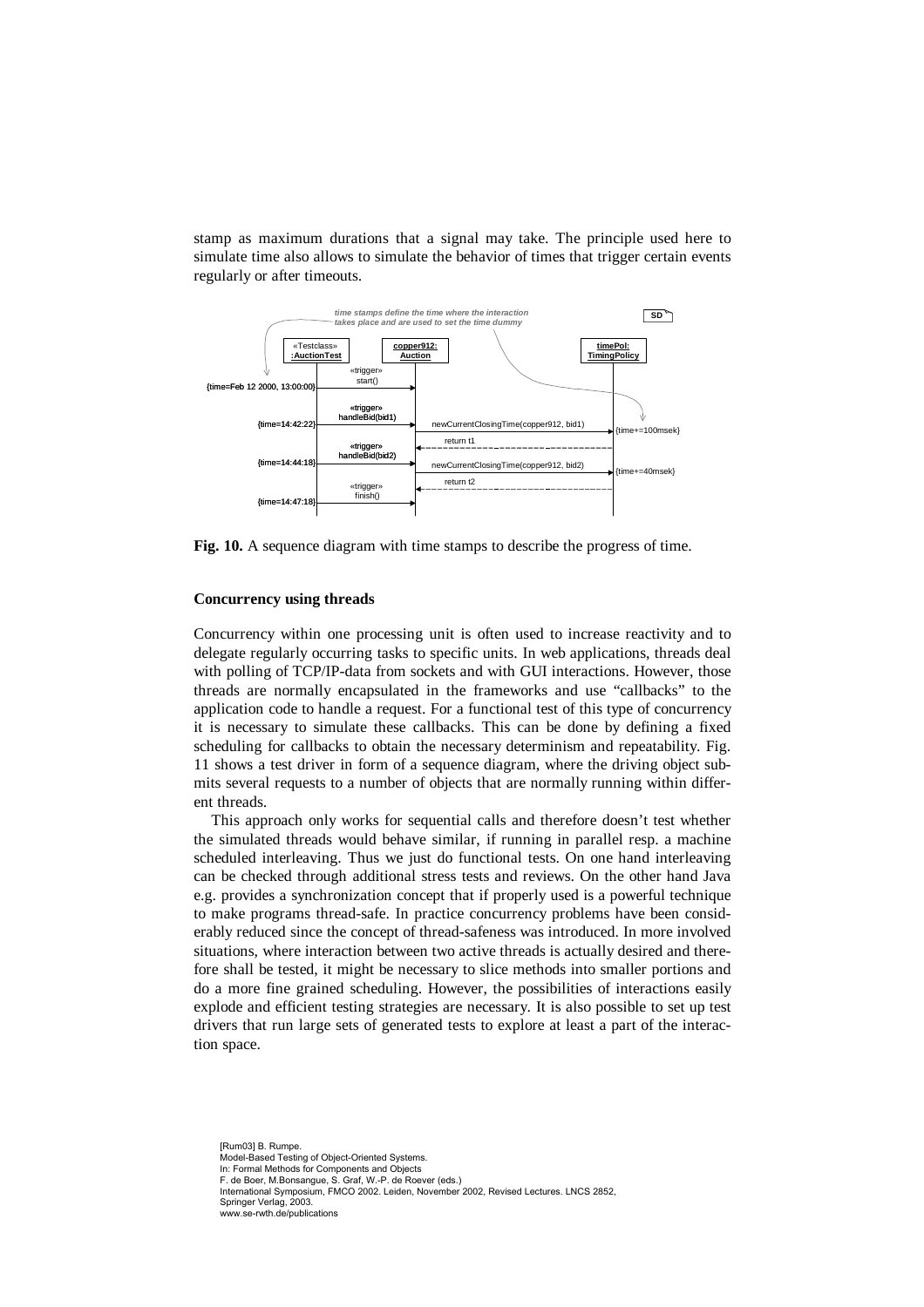stamp as maximum durations that a signal may take. The principle used here to simulate time also allows to simulate the behavior of times that trigger certain events regularly or after timeouts.

time stamps define the time where the interaction takes place and are used to set the time dummy

SD

«Testclass» :AuctionTest

copper912: Auction

timePol: TimingPolicy

{time=Feb 12 2000, 13:00:00}

«trigger» start()

{time=14:42:22}

«trigger» handleBid(bid1)

newCurrentClosingTime(copper912, bid1)

{time+=100msek}

return t1

{time=14:44:18}

«trigger» handleBid(bid2)

newCurrentClosingTime(copper912, bid2)

{time+=40msek}

return t2

{time=14:47:18}

«trigger» finish()

**Fig. 10.** A sequence diagram with time stamps to describe the progress of time.

#### Concurrency using threads

Concurrency within one processing unit is often used to increase reactivity and to delegate regularly occurring tasks to specific units. In web applications, threads deal with polling of TCP/IP-data from sockets and with GUI interactions. However, those threads are normally encapsulated in the frameworks and use "callbacks" to the application code to handle a request. For a functional test of this type of concurrency it is necessary to simulate these callbacks. This can be done by defining a fixed scheduling for callbacks to obtain the necessary determinism and repeatability. Fig. 11 shows a test driver in form of a sequence diagram, where the driving object submits several requests to a number of objects that are normally running within different threads.

This approach only works for sequential calls and therefore doesn't test whether the simulated threads would behave similar, if running in parallel resp. a machine scheduled interleaving. Thus we just do functional tests. On one hand interleaving can be checked through additional stress tests and reviews. On the other hand Java e.g. provides a synchronization concept that if properly used is a powerful technique to make programs thread-safe. In practice concurrency problems have been considerably reduced since the concept of thread-safeness was introduced. In more involved situations, where interaction between two active threads is actually desired and therefore shall be tested, it might be necessary to slice methods into smaller portions and do a more fine grained scheduling. However, the possibilities of interactions easily explode and efficient testing strategies are necessary. It is also possible to set up test drivers that run large sets of generated tests to explore at least a part of the interaction space.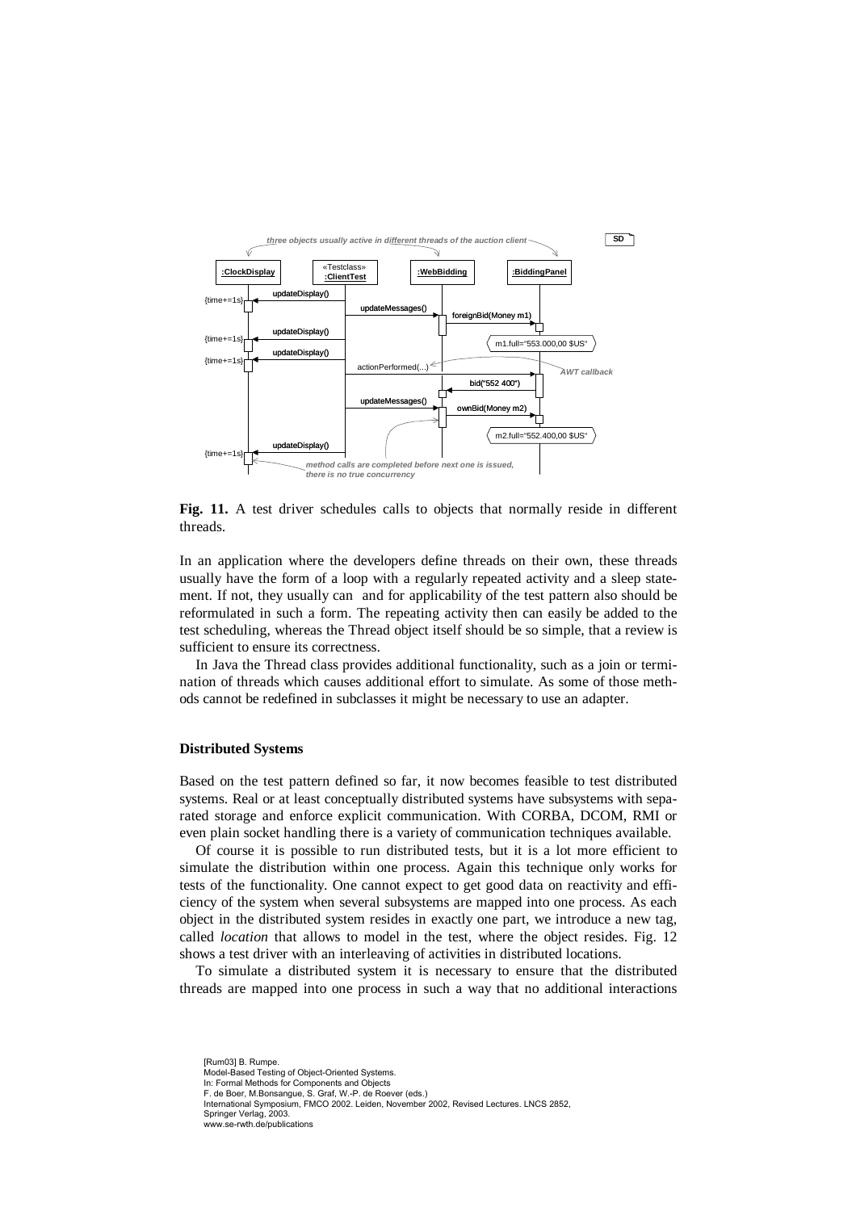**Fig. 11.** A test driver schedules calls to objects that normally reside in different threads.

In an application where the developers define threads on their own, these threads usually have the form of a loop with a regularly repeated activity and a sleep statement. If not, they usually can  and for applicability of the test pattern also should be reformulated in such a form. The repeating activity then can easily be added to the test scheduling, whereas the Thread object itself should be so simple, that a review is sufficient to ensure its correctness.

In Java the Thread class provides additional functionality, such as a join or termination of threads which causes additional effort to simulate. As some of those methods cannot be redefined in subclasses it might be necessary to use an adapter.

### Distributed Systems

Based on the test pattern defined so far, it now becomes feasible to test distributed systems. Real or at least conceptually distributed systems have subsystems with separated storage and enforce explicit communication. With CORBA, DCOM, RMI or even plain socket handling there is a variety of communication techniques available.

Of course it is possible to run distributed tests, but it is a lot more efficient to simulate the distribution within one process. Again this technique only works for tests of the functionality. One cannot expect to get good data on reactivity and efficiency of the system when several subsystems are mapped into one process. As each object in the distributed system resides in exactly one part, we introduce a new tag, called *location* that allows to model in the test, where the object resides. Fig. 12 shows a test driver with an interleaving of activities in distributed locations.

To simulate a distributed system it is necessary to ensure that the distributed threads are mapped into one process in such a way that no additional interactions

[Rum03] B. Rumpe.
Model-Based Testing of Object-Oriented Systems.
In: Formal Methods for Components and Objects
F. de Boer, M.Bonsangue, S. Graf, W.-P. de Roever (eds.)
International Symposium, FMCO 2002. Leiden, November 2002, Revised Lectures. LNCS 2852,
Springer Verlag, 2003.
www.se-rwth.de/publications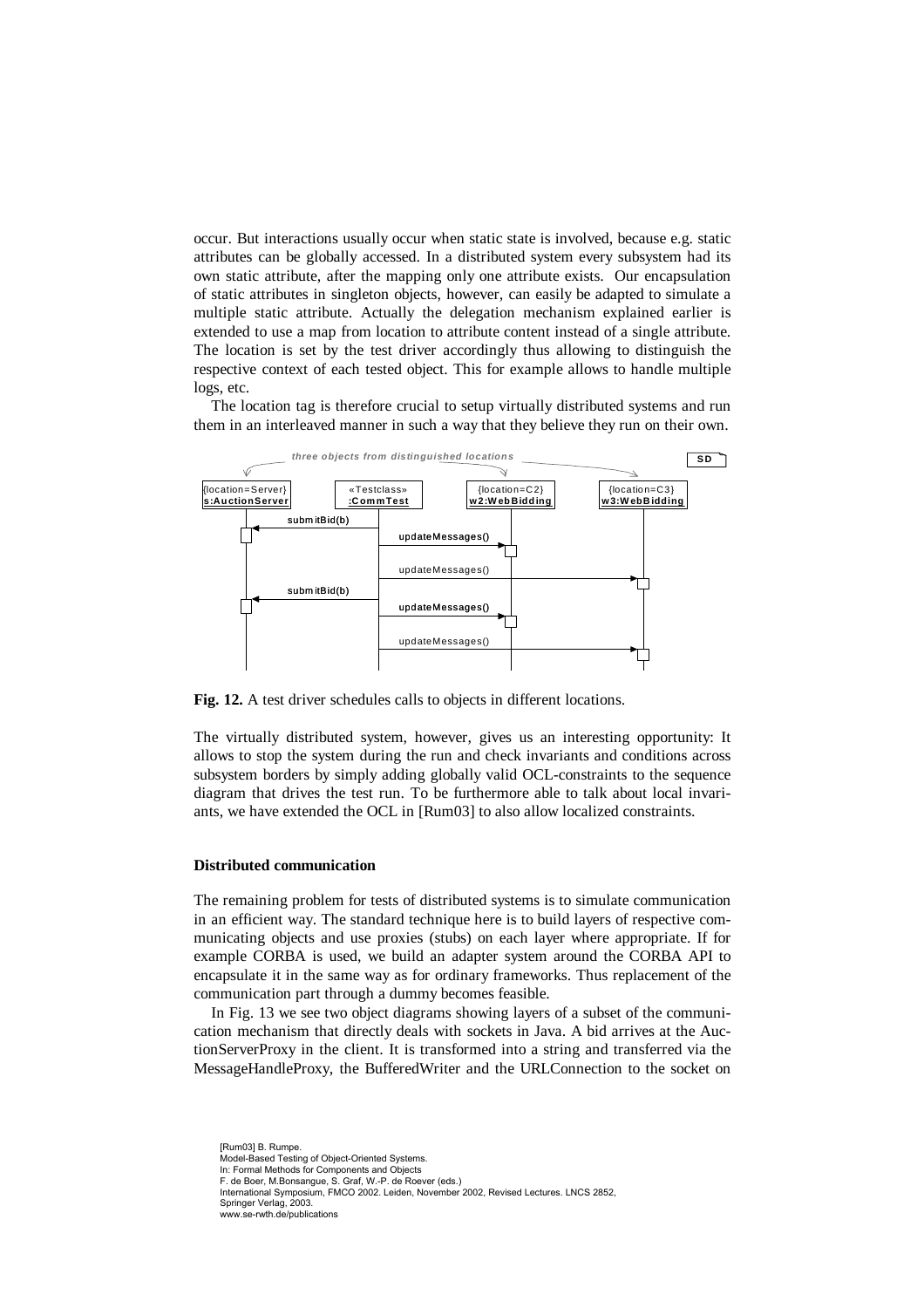occur. But interactions usually occur when static state is involved, because e.g. static attributes can be globally accessed. In a distributed system every subsystem had its own static attribute, after the mapping only one attribute exists. Our encapsulation of static attributes in singleton objects, however, can easily be adapted to simulate a multiple static attribute. Actually the delegation mechanism explained earlier is extended to use a map from location to attribute content instead of a single attribute. The location is set by the test driver accordingly thus allowing to distinguish the respective context of each tested object. This for example allows to handle multiple logs, etc.

The location tag is therefore crucial to setup virtually distributed systems and run them in an interleaved manner in such a way that they believe they run on their own.

three objects from distinguished locations

SD

{location=Server}
s:AuctionServer

«Testclass»
:CommTest

{location=C2}
w2:WebBidding

{location=C3}
w3:WebBidding

submitBid(b)

updateMessages()

updateMessages()

submitBid(b)

updateMessages()

updateMessages()

**Fig. 12.** A test driver schedules calls to objects in different locations.

The virtually distributed system, however, gives us an interesting opportunity: It allows to stop the system during the run and check invariants and conditions across subsystem borders by simply adding globally valid OCL-constraints to the sequence diagram that drives the test run. To be furthermore able to talk about local invariants, we have extended the OCL in [Rum03] to also allow localized constraints.

### Distributed communication

The remaining problem for tests of distributed systems is to simulate communication in an efficient way. The standard technique here is to build layers of respective communicating objects and use proxies (stubs) on each layer where appropriate. If for example CORBA is used, we build an adapter system around the CORBA API to encapsulate it in the same way as for ordinary frameworks. Thus replacement of the communication part through a dummy becomes feasible.

In Fig. 13 we see two object diagrams showing layers of a subset of the communication mechanism that directly deals with sockets in Java. A bid arrives at the AuctionServerProxy in the client. It is transformed into a string and transferred via the MessageHandleProxy, the BufferedWriter and the URLConnection to the socket on

[Rum03] B. Rumpe.
Model-Based Testing of Object-Oriented Systems.
In: Formal Methods for Components and Objects
F. de Boer, M.Bonsangue, S. Graf, W.-P. de Roever (eds.)
International Symposium, FMCO 2002. Leiden, November 2002, Revised Lectures. LNCS 2852,
Springer Verlag, 2003.
www.se-rwth.de/publications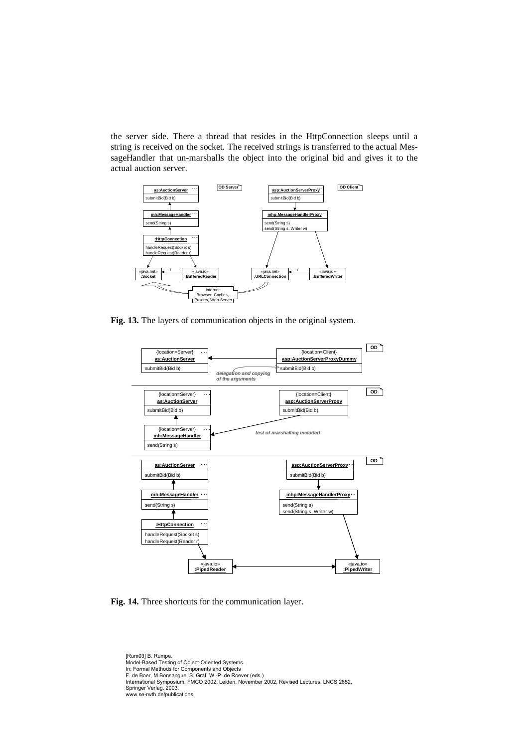the server side. There a thread that resides in the HttpConnection sleeps until a string is received on the socket. The received strings is transferred to the actual MessageHandler that un-marshalls the object into the original bid and gives it to the actual auction server.

**Fig. 13.** The layers of communication objects in the original system.

**Fig. 14.** Three shortcuts for the communication layer.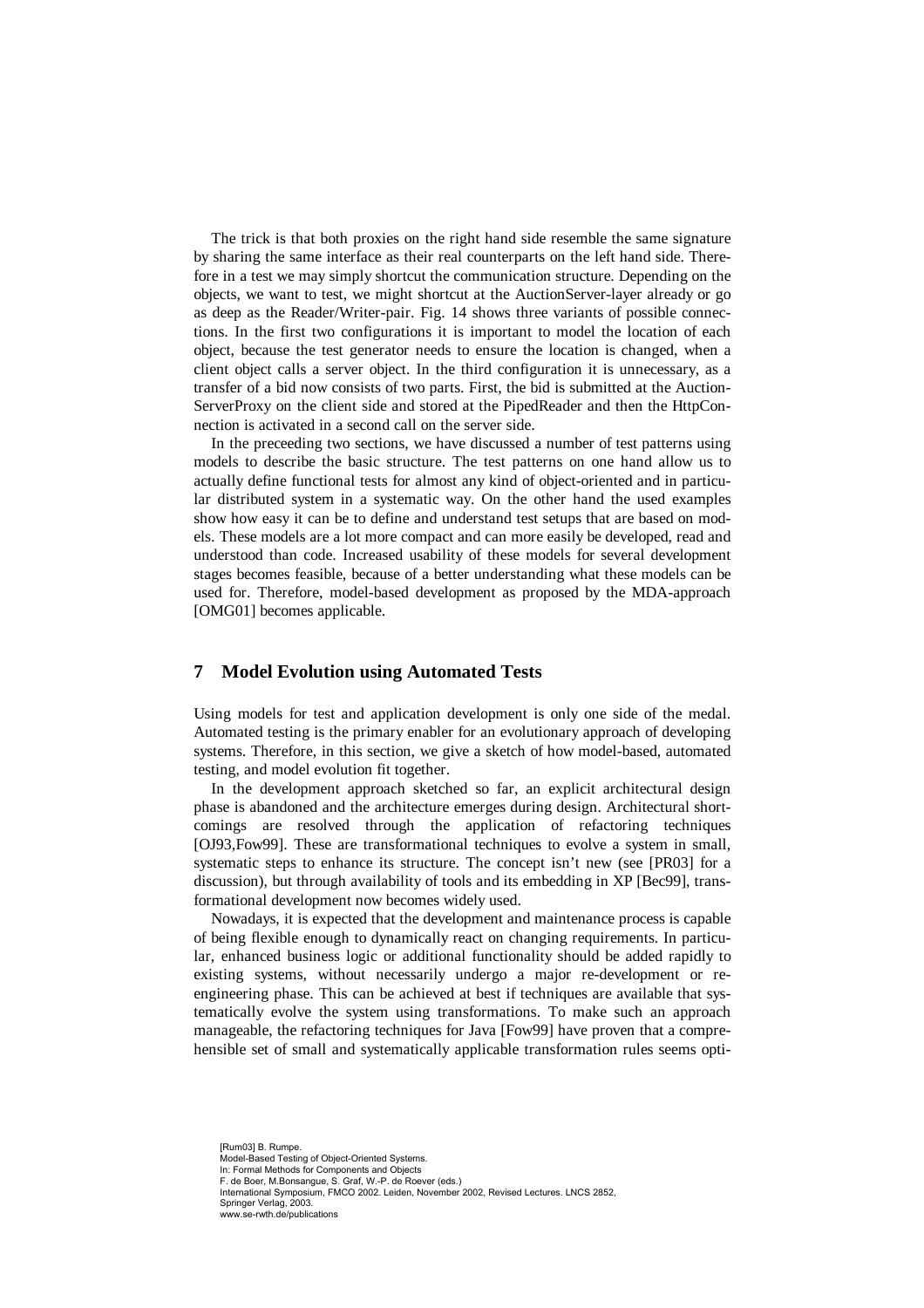The trick is that both proxies on the right hand side resemble the same signature by sharing the same interface as their real counterparts on the left hand side. Therefore in a test we may simply shortcut the communication structure. Depending on the objects, we want to test, we might shortcut at the AuctionServer-layer already or go as deep as the Reader/Writer-pair. Fig. 14 shows three variants of possible connections. In the first two configurations it is important to model the location of each object, because the test generator needs to ensure the location is changed, when a client object calls a server object. In the third configuration it is unnecessary, as a transfer of a bid now consists of two parts. First, the bid is submitted at the AuctionServerProxy on the client side and stored at the PipedReader and then the HttpConnection is activated in a second call on the server side.

In the preceeding two sections, we have discussed a number of test patterns using models to describe the basic structure. The test patterns on one hand allow us to actually define functional tests for almost any kind of object-oriented and in particular distributed system in a systematic way. On the other hand the used examples show how easy it can be to define and understand test setups that are based on models. These models are a lot more compact and can more easily be developed, read and understood than code. Increased usability of these models for several development stages becomes feasible, because of a better understanding what these models can be used for. Therefore, model-based development as proposed by the MDA-approach [OMG01] becomes applicable.

## 7 Model Evolution using Automated Tests

Using models for test and application development is only one side of the medal. Automated testing is the primary enabler for an evolutionary approach of developing systems. Therefore, in this section, we give a sketch of how model-based, automated testing, and model evolution fit together.

In the development approach sketched so far, an explicit architectural design phase is abandoned and the architecture emerges during design. Architectural shortcomings are resolved through the application of refactoring techniques [OJ93,Fow99]. These are transformational techniques to evolve a system in small, systematic steps to enhance its structure. The concept isn't new (see [PR03] for a discussion), but through availability of tools and its embedding in XP [Bec99], transformational development now becomes widely used.

Nowadays, it is expected that the development and maintenance process is capable of being flexible enough to dynamically react on changing requirements. In particular, enhanced business logic or additional functionality should be added rapidly to existing systems, without necessarily undergo a major re-development or re-engineering phase. This can be achieved at best if techniques are available that systematically evolve the system using transformations. To make such an approach manageable, the refactoring techniques for Java [Fow99] have proven that a comprehensible set of small and systematically applicable transformation rules seems opti-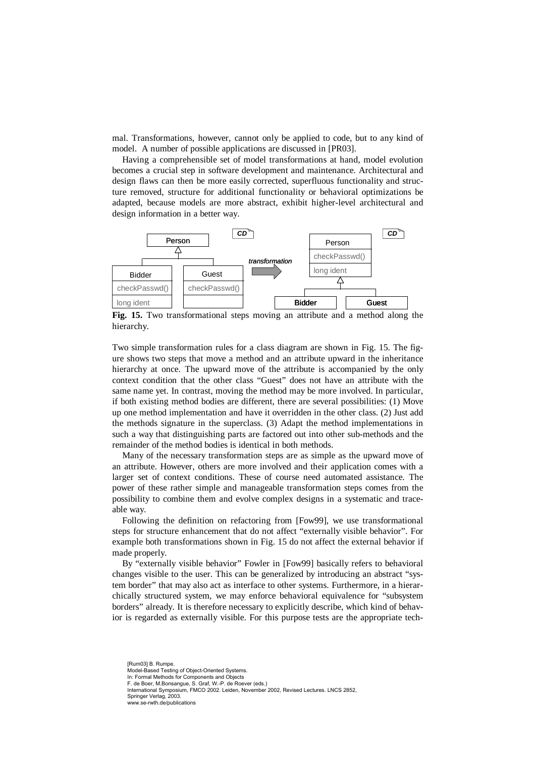mal. Transformations, however, cannot only be applied to code, but to any kind of model. A number of possible applications are discussed in [PR03].

Having a comprehensible set of model transformations at hand, model evolution becomes a crucial step in software development and maintenance. Architectural and design flaws can then be more easily corrected, superfluous functionality and structure removed, structure for additional functionality or behavioral optimizations be adapted, because models are more abstract, exhibit higher-level architectural and design information in a better way.

**Fig. 15.** Two transformational steps moving an attribute and a method along the hierarchy.

Two simple transformation rules for a class diagram are shown in Fig. 15. The figure shows two steps that move a method and an attribute upward in the inheritance hierarchy at once. The upward move of the attribute is accompanied by the only context condition that the other class "Guest" does not have an attribute with the same name yet. In contrast, moving the method may be more involved. In particular, if both existing method bodies are different, there are several possibilities: (1) Move up one method implementation and have it overridden in the other class. (2) Just add the methods signature in the superclass. (3) Adapt the method implementations in such a way that distinguishing parts are factored out into other sub-methods and the remainder of the method bodies is identical in both methods.

Many of the necessary transformation steps are as simple as the upward move of an attribute. However, others are more involved and their application comes with a larger set of context conditions. These of course need automated assistance. The power of these rather simple and manageable transformation steps comes from the possibility to combine them and evolve complex designs in a systematic and traceable way.

Following the definition on refactoring from [Fow99], we use transformational steps for structure enhancement that do not affect "externally visible behavior". For example both transformations shown in Fig. 15 do not affect the external behavior if made properly.

By "externally visible behavior" Fowler in [Fow99] basically refers to behavioral changes visible to the user. This can be generalized by introducing an abstract "system border" that may also act as interface to other systems. Furthermore, in a hierarchically structured system, we may enforce behavioral equivalence for "subsystem borders" already. It is therefore necessary to explicitly describe, which kind of behavior is regarded as externally visible. For this purpose tests are the appropriate tech-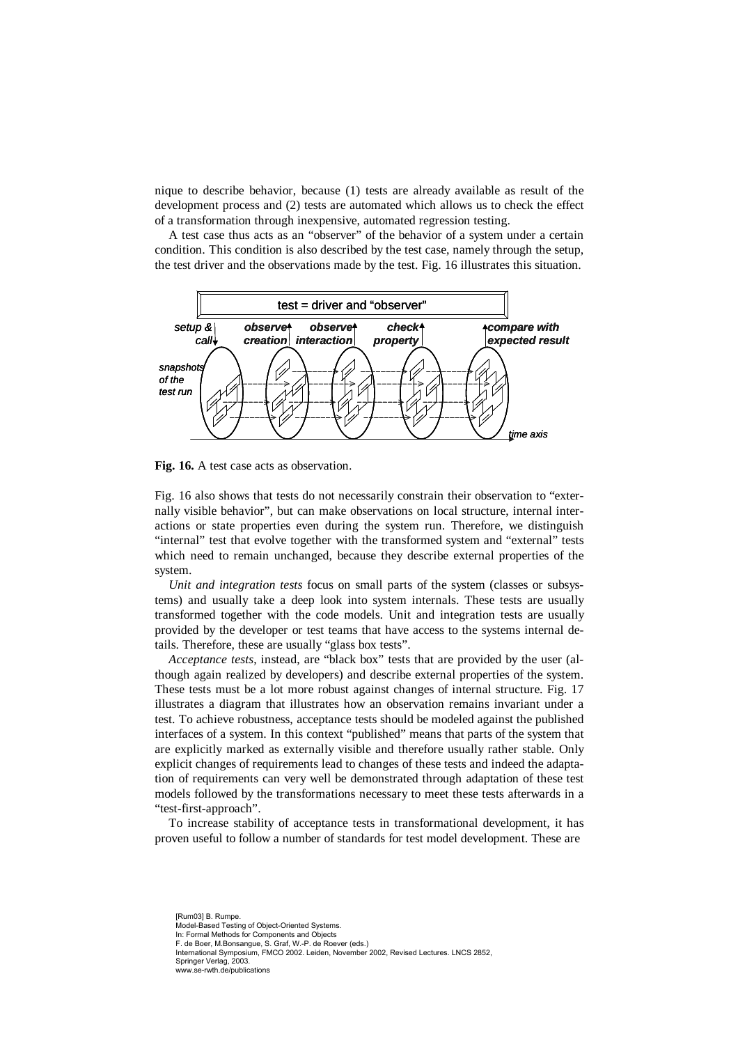nique to describe behavior, because (1) tests are already available as result of the development process and (2) tests are automated which allows us to check the effect of a transformation through inexpensive, automated regression testing.

A test case thus acts as an "observer" of the behavior of a system under a certain condition. This condition is also described by the test case, namely through the setup, the test driver and the observations made by the test. Fig. 16 illustrates this situation.

test = driver and "observer"

setup & call

observe creation

observe interaction

check property

compare with expected result

snapshots of the test run

time axis

**Fig. 16.** A test case acts as observation.

Fig. 16 also shows that tests do not necessarily constrain their observation to "externally visible behavior", but can make observations on local structure, internal interactions or state properties even during the system run. Therefore, we distinguish "internal" test that evolve together with the transformed system and "external" tests which need to remain unchanged, because they describe external properties of the system.

*Unit and integration tests* focus on small parts of the system (classes or subsystems) and usually take a deep look into system internals. These tests are usually transformed together with the code models. Unit and integration tests are usually provided by the developer or test teams that have access to the systems internal details. Therefore, these are usually "glass box tests".

*Acceptance tests*, instead, are "black box" tests that are provided by the user (although again realized by developers) and describe external properties of the system. These tests must be a lot more robust against changes of internal structure. Fig. 17 illustrates a diagram that illustrates how an observation remains invariant under a test. To achieve robustness, acceptance tests should be modeled against the published interfaces of a system. In this context "published" means that parts of the system that are explicitly marked as externally visible and therefore usually rather stable. Only explicit changes of requirements lead to changes of these tests and indeed the adaptation of requirements can very well be demonstrated through adaptation of these test models followed by the transformations necessary to meet these tests afterwards in a "test-first-approach".

To increase stability of acceptance tests in transformational development, it has proven useful to follow a number of standards for test model development. These are

[Rum03] B. Rumpe.
Model-Based Testing of Object-Oriented Systems.
In: Formal Methods for Components and Objects
F. de Boer, M.Bonsangue, S. Graf, W.-P. de Roever (eds.)
International Symposium, FMCO 2002. Leiden, November 2002, Revised Lectures. LNCS 2852,
Springer Verlag, 2003.
www.se-rwth.de/publications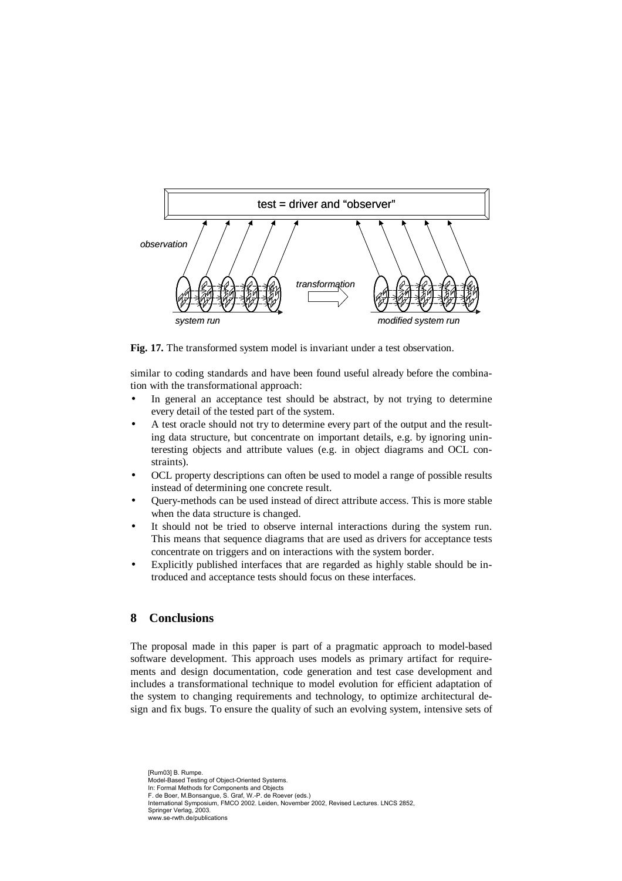**Fig. 17.** The transformed system model is invariant under a test observation.

similar to coding standards and have been found useful already before the combination with the transformational approach:

- In general an acceptance test should be abstract, by not trying to determine every detail of the tested part of the system.
- A test oracle should not try to determine every part of the output and the resulting data structure, but concentrate on important details, e.g. by ignoring uninteresting objects and attribute values (e.g. in object diagrams and OCL constraints).
- OCL property descriptions can often be used to model a range of possible results instead of determining one concrete result.
- Query-methods can be used instead of direct attribute access. This is more stable when the data structure is changed.
- It should not be tried to observe internal interactions during the system run. This means that sequence diagrams that are used as drivers for acceptance tests concentrate on triggers and on interactions with the system border.
- Explicitly published interfaces that are regarded as highly stable should be introduced and acceptance tests should focus on these interfaces.

## 8 Conclusions

The proposal made in this paper is part of a pragmatic approach to model-based software development. This approach uses models as primary artifact for requirements and design documentation, code generation and test case development and includes a transformational technique to model evolution for efficient adaptation of the system to changing requirements and technology, to optimize architectural design and fix bugs. To ensure the quality of such an evolving system, intensive sets of

[Rum03] B. Rumpe.
Model-Based Testing of Object-Oriented Systems.
In: Formal Methods for Components and Objects
F. de Boer, M.Bonsangue, S. Graf, W.-P. de Roever (eds.)
International Symposium, FMCO 2002. Leiden, November 2002, Revised Lectures. LNCS 2852,
Springer Verlag, 2003.
www.se-rwth.de/publications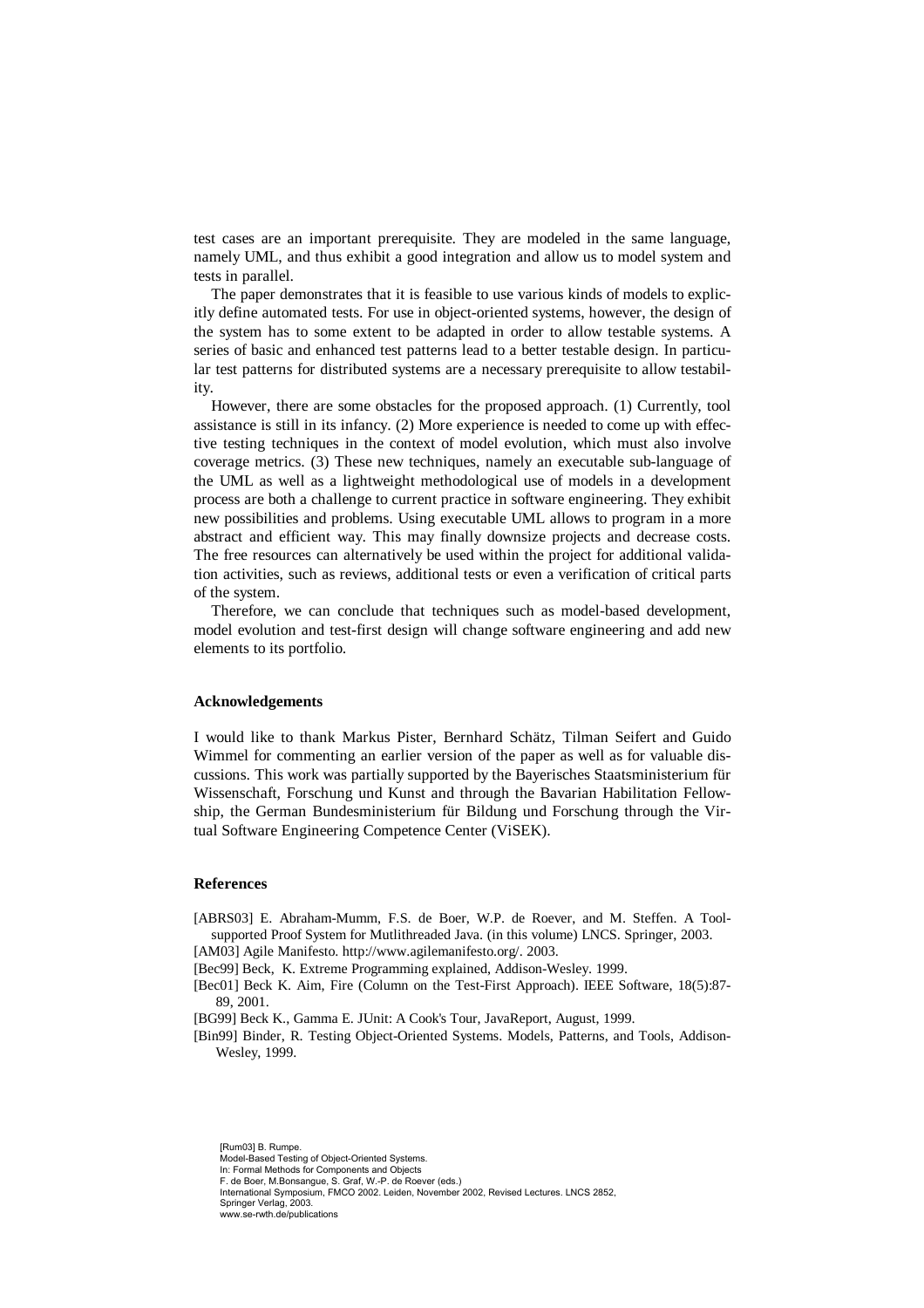test cases are an important prerequisite. They are modeled in the same language, namely UML, and thus exhibit a good integration and allow us to model system and tests in parallel.

The paper demonstrates that it is feasible to use various kinds of models to explicitly define automated tests. For use in object-oriented systems, however, the design of the system has to some extent to be adapted in order to allow testable systems. A series of basic and enhanced test patterns lead to a better testable design. In particular test patterns for distributed systems are a necessary prerequisite to allow testability.

However, there are some obstacles for the proposed approach. (1) Currently, tool assistance is still in its infancy. (2) More experience is needed to come up with effective testing techniques in the context of model evolution, which must also involve coverage metrics. (3) These new techniques, namely an executable sub-language of the UML as well as a lightweight methodological use of models in a development process are both a challenge to current practice in software engineering. They exhibit new possibilities and problems. Using executable UML allows to program in a more abstract and efficient way. This may finally downsize projects and decrease costs. The free resources can alternatively be used within the project for additional validation activities, such as reviews, additional tests or even a verification of critical parts of the system.

Therefore, we can conclude that techniques such as model-based development, model evolution and test-first design will change software engineering and add new elements to its portfolio.

### Acknowledgements

I would like to thank Markus Pister, Bernhard Schätz, Tilman Seifert and Guido Wimmel for commenting an earlier version of the paper as well as for valuable discussions. This work was partially supported by the Bayerisches Staatsministerium für Wissenschaft, Forschung und Kunst and through the Bavarian Habilitation Fellowship, the German Bundesministerium für Bildung und Forschung through the Virtual Software Engineering Competence Center (ViSEK).

### References

[ABRS03] E. Abraham-Mumm, F.S. de Boer, W.P. de Roever, and M. Steffen. A Tool-supported Proof System for Mutlithreaded Java. (in this volume) LNCS. Springer, 2003.

[AM03] Agile Manifesto. http://www.agilemanifesto.org/. 2003.

[Bec99] Beck, K. Extreme Programming explained, Addison-Wesley. 1999.

[Bec01] Beck K. Aim, Fire (Column on the Test-First Approach). IEEE Software, 18(5):87-89, 2001.

[BG99] Beck K., Gamma E. JUnit: A Cook's Tour, JavaReport, August, 1999.

[Bin99] Binder, R. Testing Object-Oriented Systems. Models, Patterns, and Tools, Addison-Wesley, 1999.

[Rum03] B. Rumpe.
Model-Based Testing of Object-Oriented Systems.
In: Formal Methods for Components and Objects
F. de Boer, M.Bonsangue, S. Graf, W.-P. de Roever (eds.)
International Symposium, FMCO 2002. Leiden, November 2002, Revised Lectures. LNCS 2852,
Springer Verlag, 2003.
www.se-rwth.de/publications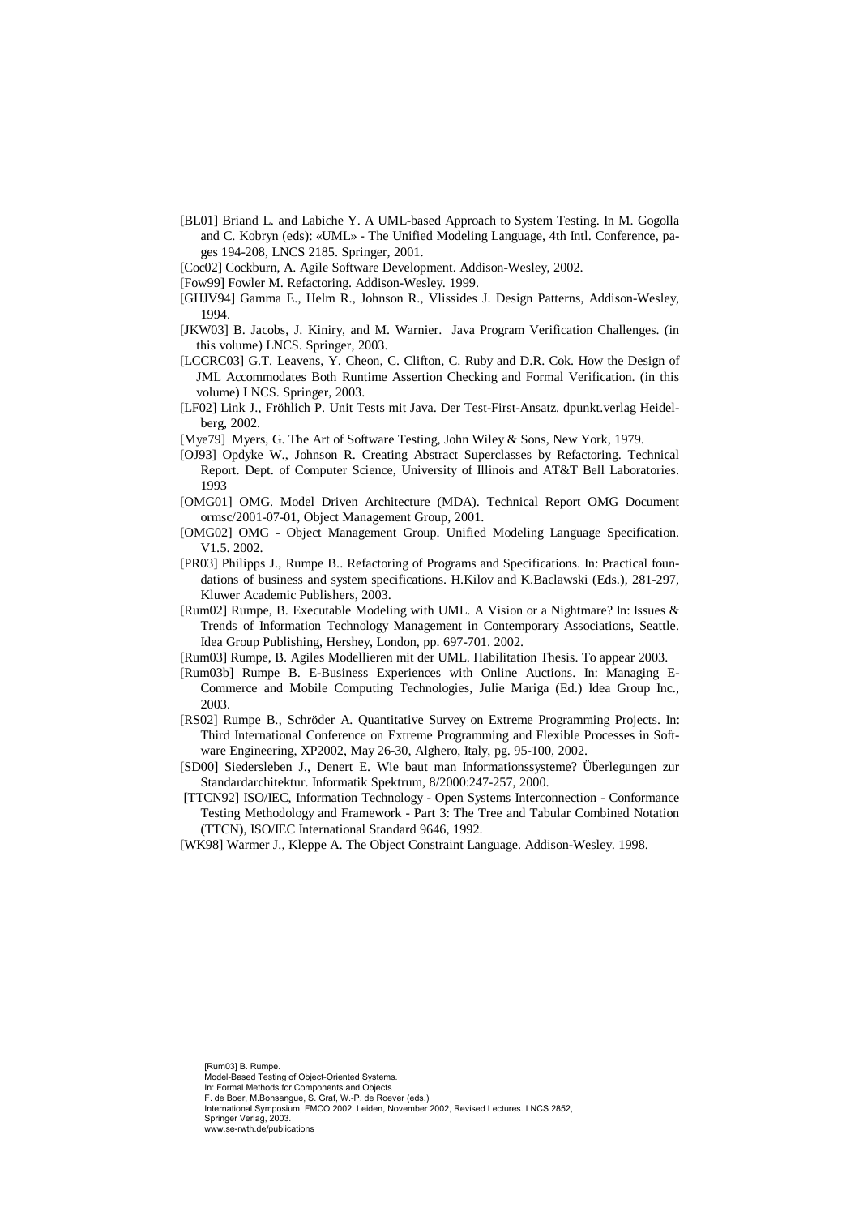[BL01] Briand L. and Labiche Y. A UML-based Approach to System Testing. In M. Gogolla and C. Kobryn (eds): «UML» - The Unified Modeling Language, 4th Intl. Conference, pages 194-208, LNCS 2185. Springer, 2001.

[Coc02] Cockburn, A. Agile Software Development. Addison-Wesley, 2002.

[Fow99] Fowler M. Refactoring. Addison-Wesley. 1999.

[GHJV94] Gamma E., Helm R., Johnson R., Vlissides J. Design Patterns, Addison-Wesley, 1994.

[JKW03] B. Jacobs, J. Kiniry, and M. Warnier. Java Program Verification Challenges. (in this volume) LNCS. Springer, 2003.

[LCCRC03] G.T. Leavens, Y. Cheon, C. Clifton, C. Ruby and D.R. Cok. How the Design of JML Accommodates Both Runtime Assertion Checking and Formal Verification. (in this volume) LNCS. Springer, 2003.

[LF02] Link J., Fröhlich P. Unit Tests mit Java. Der Test-First-Ansatz. dpunkt.verlag Heidelberg, 2002.

[Mye79] Myers, G. The Art of Software Testing, John Wiley & Sons, New York, 1979.

[OJ93] Opdyke W., Johnson R. Creating Abstract Superclasses by Refactoring. Technical Report. Dept. of Computer Science, University of Illinois and AT&T Bell Laboratories. 1993

[OMG01] OMG. Model Driven Architecture (MDA). Technical Report OMG Document ormsc/2001-07-01, Object Management Group, 2001.

[OMG02] OMG - Object Management Group. Unified Modeling Language Specification. V1.5. 2002.

[PR03] Philipps J., Rumpe B.. Refactoring of Programs and Specifications. In: Practical foundations of business and system specifications. H.Kilov and K.Baclawski (Eds.), 281-297, Kluwer Academic Publishers, 2003.

[Rum02] Rumpe, B. Executable Modeling with UML. A Vision or a Nightmare? In: Issues & Trends of Information Technology Management in Contemporary Associations, Seattle. Idea Group Publishing, Hershey, London, pp. 697-701. 2002.

[Rum03] Rumpe, B. Agiles Modellieren mit der UML. Habilitation Thesis. To appear 2003.

[Rum03b] Rumpe B. E-Business Experiences with Online Auctions. In: Managing E-Commerce and Mobile Computing Technologies, Julie Mariga (Ed.) Idea Group Inc., 2003.

[RS02] Rumpe B., Schröder A. Quantitative Survey on Extreme Programming Projects. In: Third International Conference on Extreme Programming and Flexible Processes in Software Engineering, XP2002, May 26-30, Alghero, Italy, pg. 95-100, 2002.

[SD00] Siedersleben J., Denert E. Wie baut man Informationssysteme? Überlegungen zur Standardarchitektur. Informatik Spektrum, 8/2000:247-257, 2000.

[TTCN92] ISO/IEC, Information Technology - Open Systems Interconnection - Conformance Testing Methodology and Framework - Part 3: The Tree and Tabular Combined Notation (TTCN), ISO/IEC International Standard 9646, 1992.

[WK98] Warmer J., Kleppe A. The Object Constraint Language. Addison-Wesley. 1998.

[Rum03] B. Rumpe.
Model-Based Testing of Object-Oriented Systems.
In: Formal Methods for Components and Objects
F. de Boer, M.Bonsangue, S. Graf, W.-P. de Roever (eds.)
International Symposium, FMCO 2002. Leiden, November 2002, Revised Lectures. LNCS 2852,
Springer Verlag, 2003.
www.se-rwth.de/publications